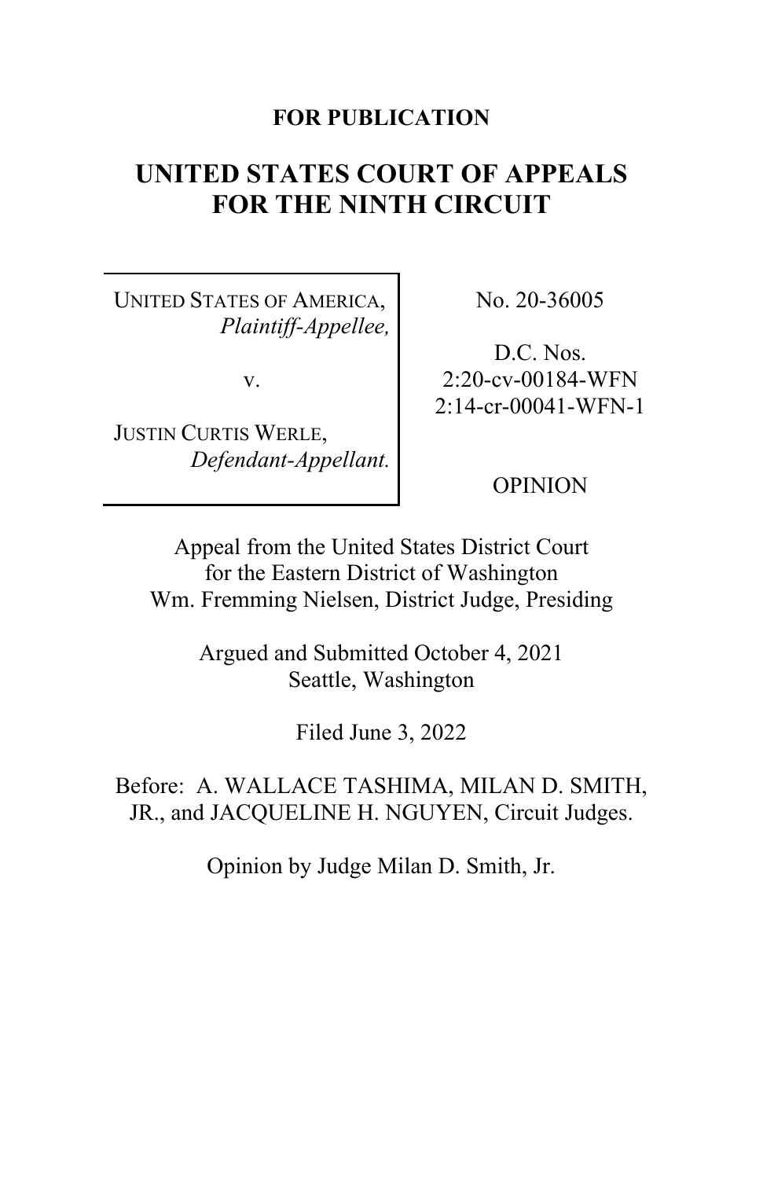**FOR PUBLICATION**

# UNITED STATES COURT OF APPEALS FOR THE NINTH CIRCUIT

| | |
|---|---|
| UNITED STATES OF AMERICA, *Plaintiff-Appellee,*<br><br>v.<br><br>JUSTIN CURTIS WERLE, *Defendant-Appellant.* | No. 20-36005<br><br>D.C. Nos.<br>2:20-cv-00184-WFN<br>2:14-cr-00041-WFN-1<br><br>OPINION |

Appeal from the United States District Court
for the Eastern District of Washington
Wm. Fremming Nielsen, District Judge, Presiding

Argued and Submitted October 4, 2021
Seattle, Washington

Filed June 3, 2022

Before: A. WALLACE TASHIMA, MILAN D. SMITH, JR., and JACQUELINE H. NGUYEN, Circuit Judges.

Opinion by Judge Milan D. Smith, Jr.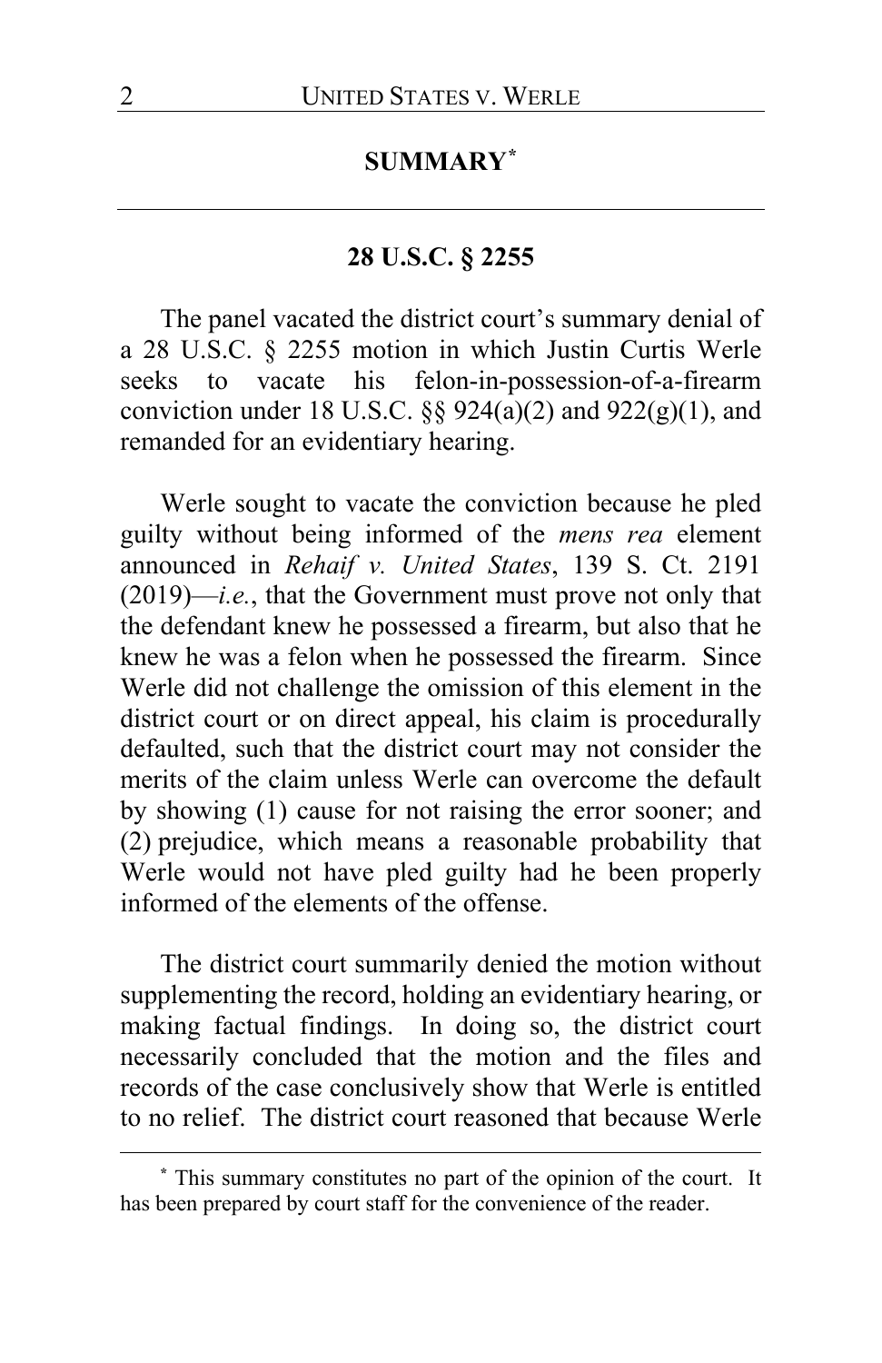## SUMMARY[*]

### 28 U.S.C. § 2255

The panel vacated the district court's summary denial of a 28 U.S.C. § 2255 motion in which Justin Curtis Werle seeks to vacate his felon-in-possession-of-a-firearm conviction under 18 U.S.C. §§ 924(a)(2) and 922(g)(1), and remanded for an evidentiary hearing.

Werle sought to vacate the conviction because he pled guilty without being informed of the *mens rea* element announced in *Rehaif v. United States*, 139 S. Ct. 2191 (2019)—*i.e.*, that the Government must prove not only that the defendant knew he possessed a firearm, but also that he knew he was a felon when he possessed the firearm. Since Werle did not challenge the omission of this element in the district court or on direct appeal, his claim is procedurally defaulted, such that the district court may not consider the merits of the claim unless Werle can overcome the default by showing (1) cause for not raising the error sooner; and (2) prejudice, which means a reasonable probability that Werle would not have pled guilty had he been properly informed of the elements of the offense.

The district court summarily denied the motion without supplementing the record, holding an evidentiary hearing, or making factual findings. In doing so, the district court necessarily concluded that the motion and the files and records of the case conclusively show that Werle is entitled to no relief. The district court reasoned that because Werle

[*] This summary constitutes no part of the opinion of the court. It has been prepared by court staff for the convenience of the reader.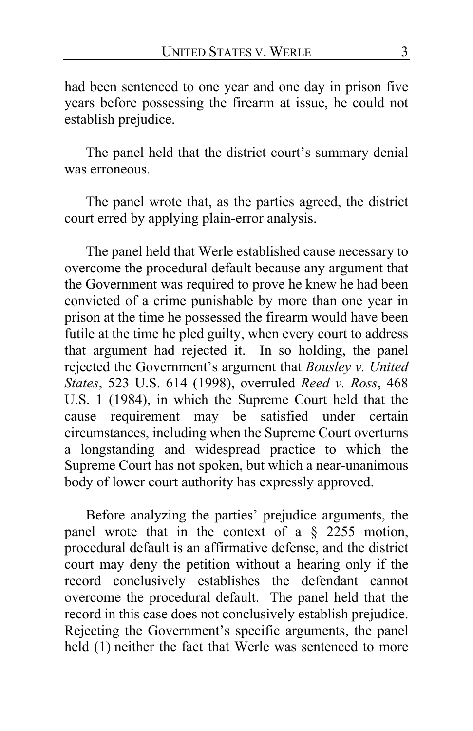had been sentenced to one year and one day in prison five years before possessing the firearm at issue, he could not establish prejudice.

The panel held that the district court's summary denial was erroneous.

The panel wrote that, as the parties agreed, the district court erred by applying plain-error analysis.

The panel held that Werle established cause necessary to overcome the procedural default because any argument that the Government was required to prove he knew he had been convicted of a crime punishable by more than one year in prison at the time he possessed the firearm would have been futile at the time he pled guilty, when every court to address that argument had rejected it. In so holding, the panel rejected the Government's argument that *Bousley v. United States*, 523 U.S. 614 (1998), overruled *Reed v. Ross*, 468 U.S. 1 (1984), in which the Supreme Court held that the cause requirement may be satisfied under certain circumstances, including when the Supreme Court overturns a longstanding and widespread practice to which the Supreme Court has not spoken, but which a near-unanimous body of lower court authority has expressly approved.

Before analyzing the parties' prejudice arguments, the panel wrote that in the context of a § 2255 motion, procedural default is an affirmative defense, and the district court may deny the petition without a hearing only if the record conclusively establishes the defendant cannot overcome the procedural default. The panel held that the record in this case does not conclusively establish prejudice. Rejecting the Government's specific arguments, the panel held (1) neither the fact that Werle was sentenced to more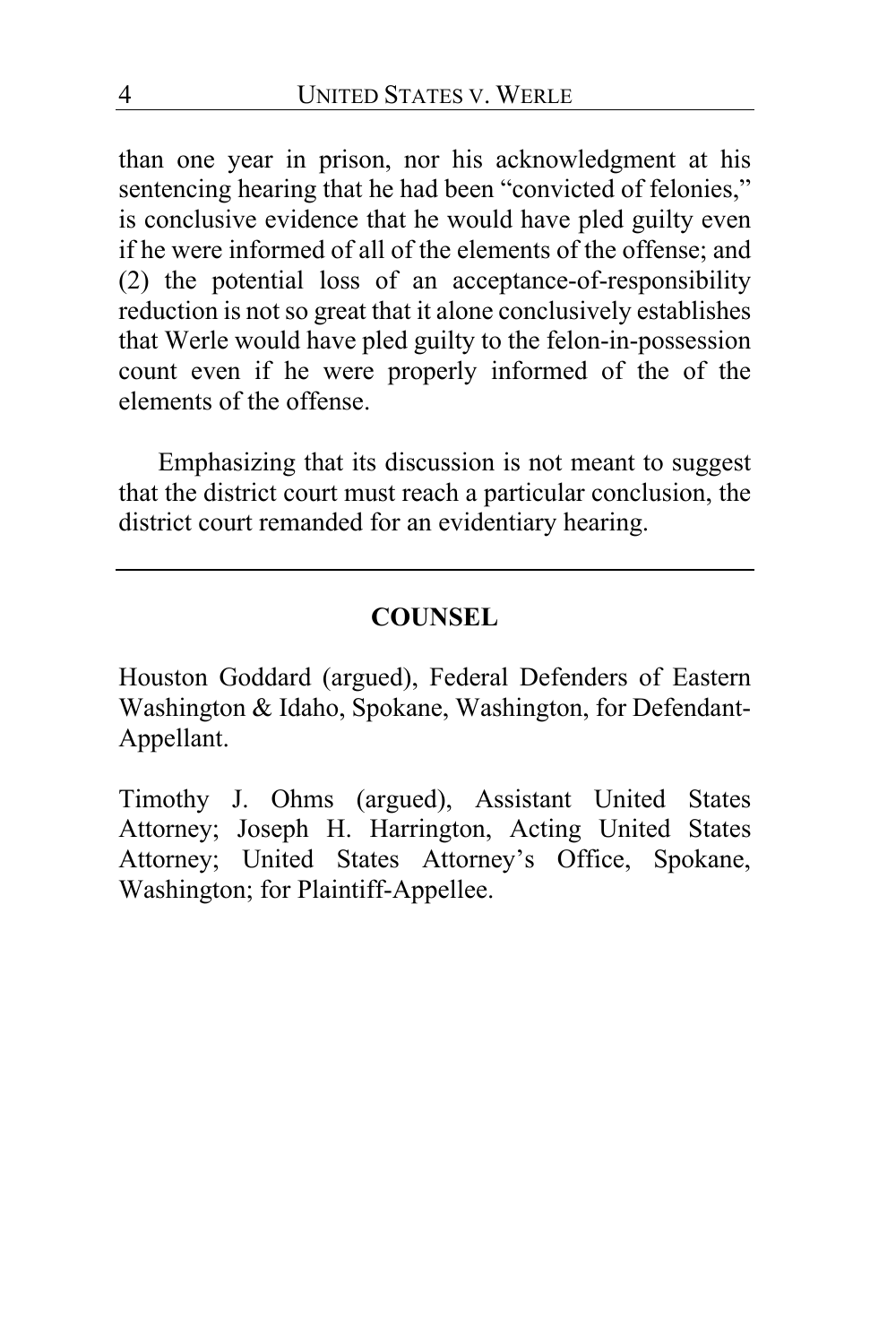than one year in prison, nor his acknowledgment at his sentencing hearing that he had been "convicted of felonies," is conclusive evidence that he would have pled guilty even if he were informed of all of the elements of the offense; and (2) the potential loss of an acceptance-of-responsibility reduction is not so great that it alone conclusively establishes that Werle would have pled guilty to the felon-in-possession count even if he were properly informed of the of the elements of the offense.

Emphasizing that its discussion is not meant to suggest that the district court must reach a particular conclusion, the district court remanded for an evidentiary hearing.

---

## COUNSEL

Houston Goddard (argued), Federal Defenders of Eastern Washington & Idaho, Spokane, Washington, for Defendant-Appellant.

Timothy J. Ohms (argued), Assistant United States Attorney; Joseph H. Harrington, Acting United States Attorney; United States Attorney's Office, Spokane, Washington; for Plaintiff-Appellee.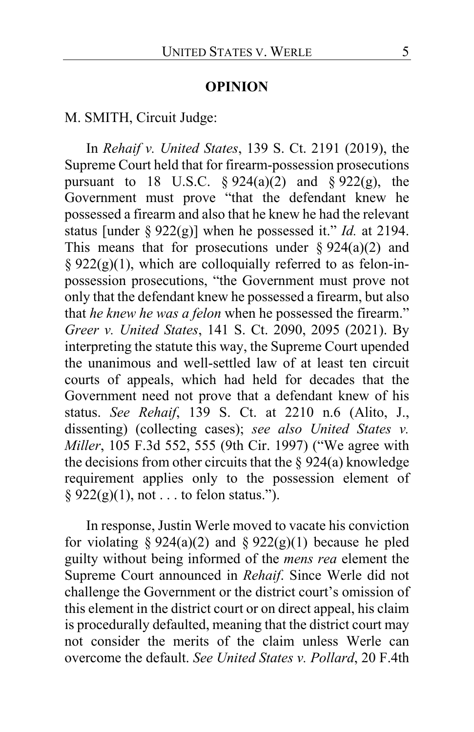**OPINION**

M. SMITH, Circuit Judge:

In *Rehaif v. United States*, 139 S. Ct. 2191 (2019), the Supreme Court held that for firearm-possession prosecutions pursuant to 18 U.S.C. § 924(a)(2) and § 922(g), the Government must prove "that the defendant knew he possessed a firearm and also that he knew he had the relevant status [under § 922(g)] when he possessed it." *Id.* at 2194. This means that for prosecutions under § 924(a)(2) and § 922(g)(1), which are colloquially referred to as felon-in-possession prosecutions, "the Government must prove not only that the defendant knew he possessed a firearm, but also that *he knew he was a felon* when he possessed the firearm." *Greer v. United States*, 141 S. Ct. 2090, 2095 (2021). By interpreting the statute this way, the Supreme Court upended the unanimous and well-settled law of at least ten circuit courts of appeals, which had held for decades that the Government need not prove that a defendant knew of his status. *See Rehaif*, 139 S. Ct. at 2210 n.6 (Alito, J., dissenting) (collecting cases); *see also United States v. Miller*, 105 F.3d 552, 555 (9th Cir. 1997) ("We agree with the decisions from other circuits that the § 924(a) knowledge requirement applies only to the possession element of § 922(g)(1), not . . . to felon status.").

In response, Justin Werle moved to vacate his conviction for violating § 924(a)(2) and § 922(g)(1) because he pled guilty without being informed of the *mens rea* element the Supreme Court announced in *Rehaif*. Since Werle did not challenge the Government or the district court's omission of this element in the district court or on direct appeal, his claim is procedurally defaulted, meaning that the district court may not consider the merits of the claim unless Werle can overcome the default. *See United States v. Pollard*, 20 F.4th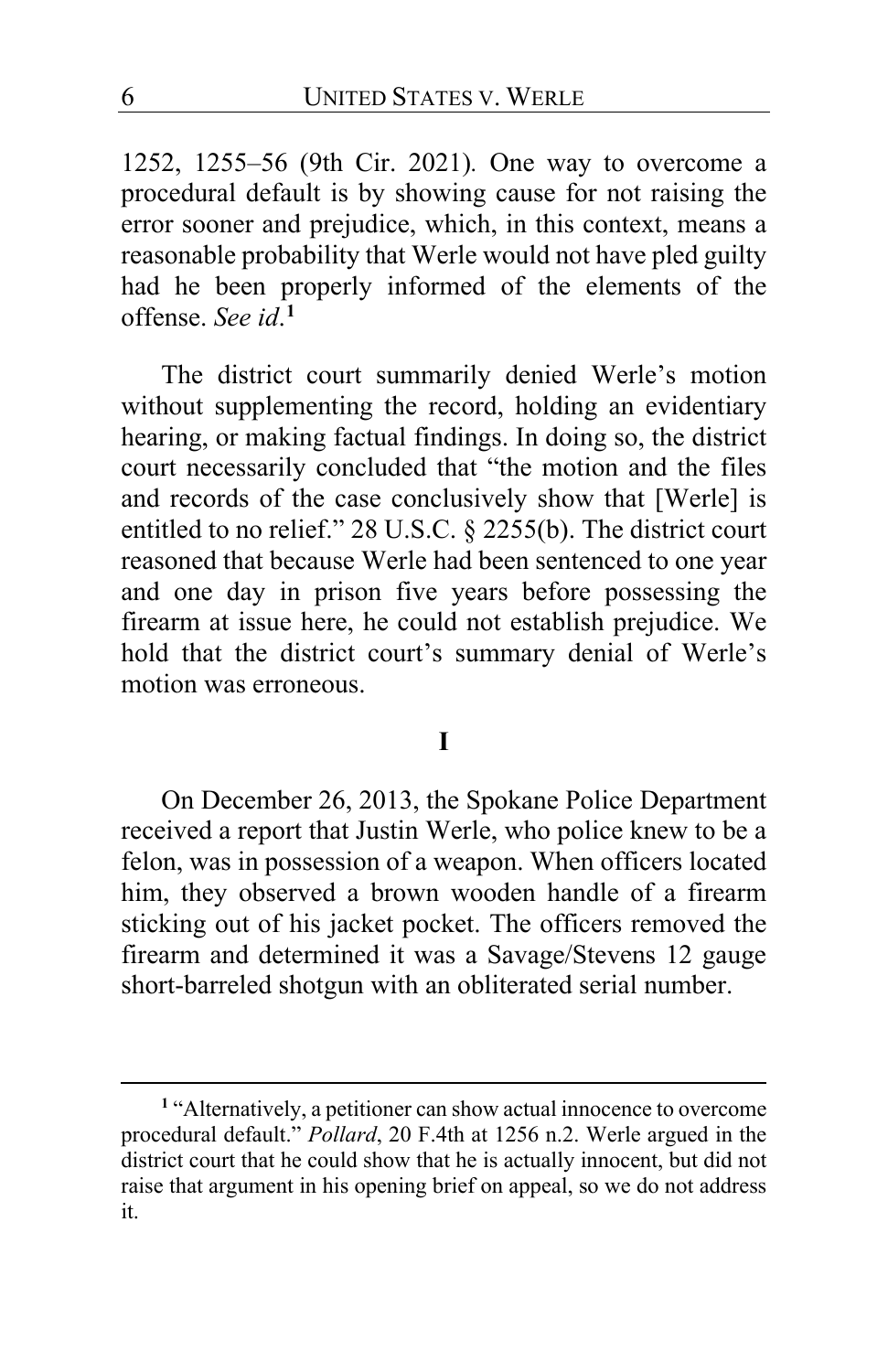1252, 1255–56 (9th Cir. 2021). One way to overcome a procedural default is by showing cause for not raising the error sooner and prejudice, which, in this context, means a reasonable probability that Werle would not have pled guilty had he been properly informed of the elements of the offense. *See id.*[1]

The district court summarily denied Werle's motion without supplementing the record, holding an evidentiary hearing, or making factual findings. In doing so, the district court necessarily concluded that "the motion and the files and records of the case conclusively show that [Werle] is entitled to no relief." 28 U.S.C. § 2255(b). The district court reasoned that because Werle had been sentenced to one year and one day in prison five years before possessing the firearm at issue here, he could not establish prejudice. We hold that the district court's summary denial of Werle's motion was erroneous.

## I

On December 26, 2013, the Spokane Police Department received a report that Justin Werle, who police knew to be a felon, was in possession of a weapon. When officers located him, they observed a brown wooden handle of a firearm sticking out of his jacket pocket. The officers removed the firearm and determined it was a Savage/Stevens 12 gauge short-barreled shotgun with an obliterated serial number.

---

[1] "Alternatively, a petitioner can show actual innocence to overcome procedural default." *Pollard*, 20 F.4th at 1256 n.2. Werle argued in the district court that he could show that he is actually innocent, but did not raise that argument in his opening brief on appeal, so we do not address it.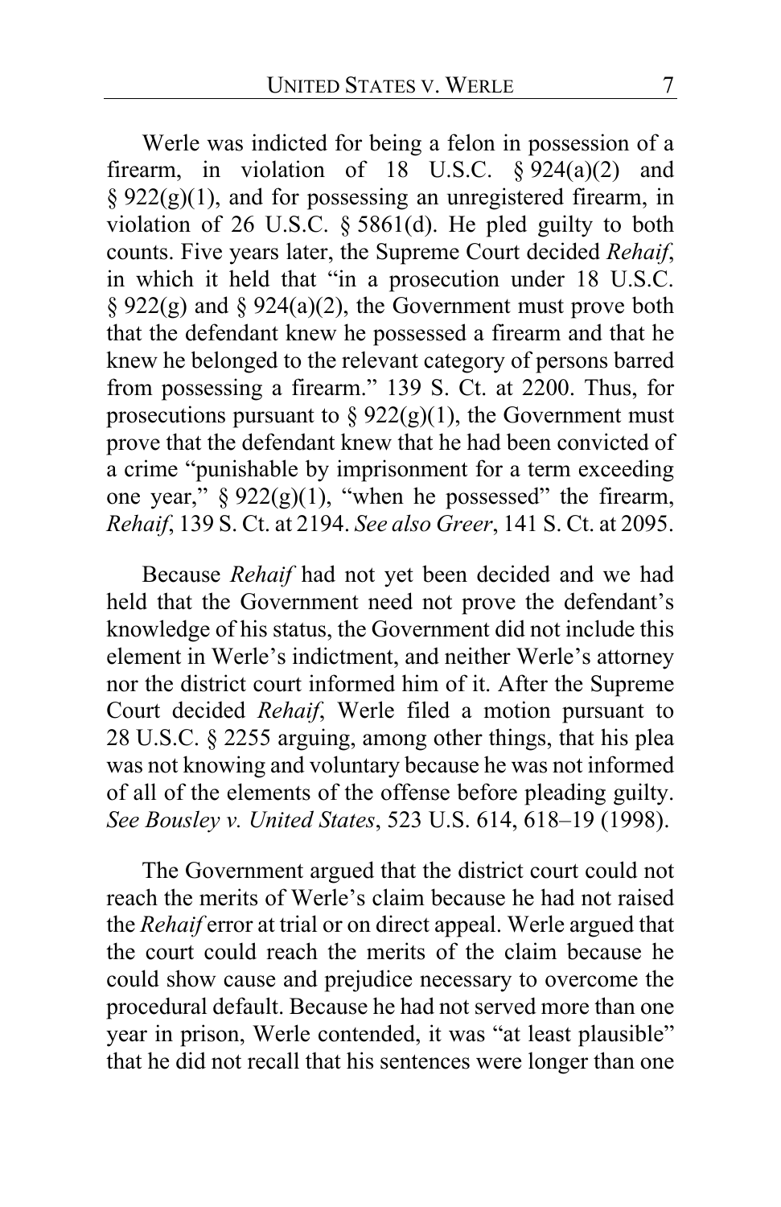Werle was indicted for being a felon in possession of a firearm, in violation of 18 U.S.C. § 924(a)(2) and § 922(g)(1), and for possessing an unregistered firearm, in violation of 26 U.S.C. § 5861(d). He pled guilty to both counts. Five years later, the Supreme Court decided *Rehaif*, in which it held that "in a prosecution under 18 U.S.C. § 922(g) and § 924(a)(2), the Government must prove both that the defendant knew he possessed a firearm and that he knew he belonged to the relevant category of persons barred from possessing a firearm." 139 S. Ct. at 2200. Thus, for prosecutions pursuant to § 922(g)(1), the Government must prove that the defendant knew that he had been convicted of a crime "punishable by imprisonment for a term exceeding one year," § 922(g)(1), "when he possessed" the firearm, *Rehaif*, 139 S. Ct. at 2194. *See also Greer*, 141 S. Ct. at 2095.

Because *Rehaif* had not yet been decided and we had held that the Government need not prove the defendant's knowledge of his status, the Government did not include this element in Werle's indictment, and neither Werle's attorney nor the district court informed him of it. After the Supreme Court decided *Rehaif*, Werle filed a motion pursuant to 28 U.S.C. § 2255 arguing, among other things, that his plea was not knowing and voluntary because he was not informed of all of the elements of the offense before pleading guilty. *See Bousley v. United States*, 523 U.S. 614, 618–19 (1998).

The Government argued that the district court could not reach the merits of Werle's claim because he had not raised the *Rehaif* error at trial or on direct appeal. Werle argued that the court could reach the merits of the claim because he could show cause and prejudice necessary to overcome the procedural default. Because he had not served more than one year in prison, Werle contended, it was "at least plausible" that he did not recall that his sentences were longer than one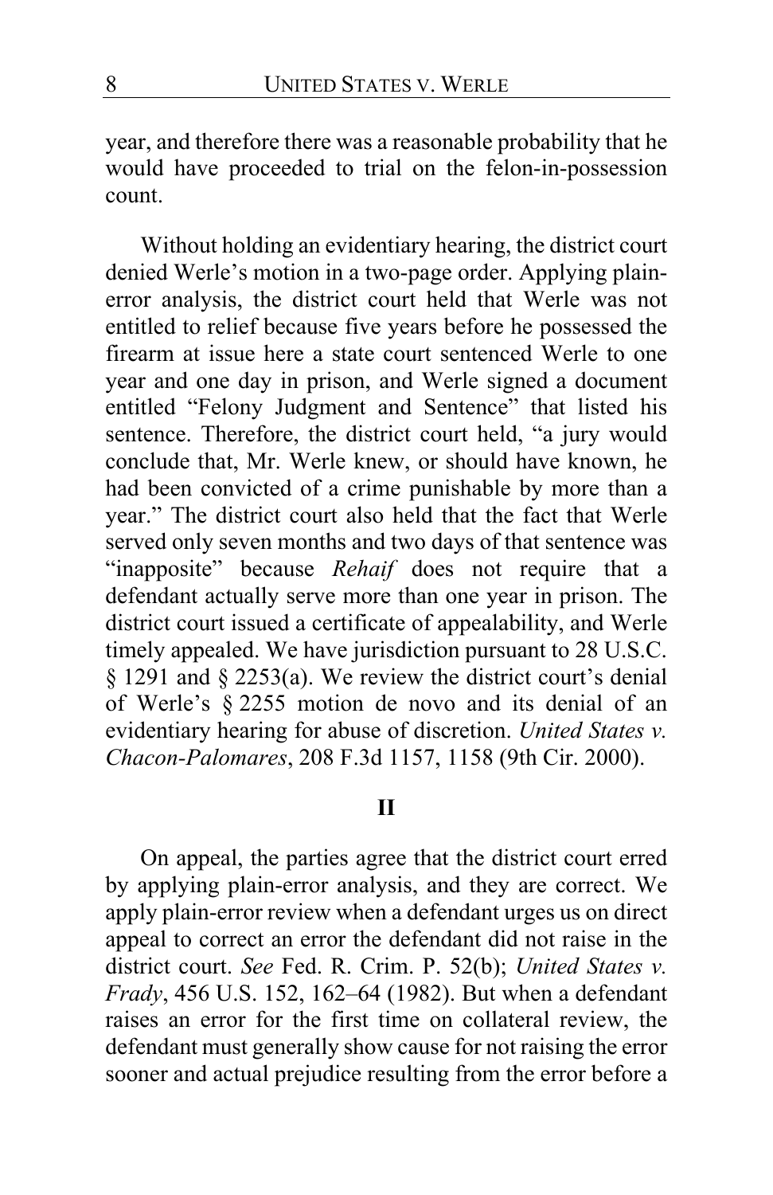year, and therefore there was a reasonable probability that he would have proceeded to trial on the felon-in-possession count.

Without holding an evidentiary hearing, the district court denied Werle's motion in a two-page order. Applying plain-error analysis, the district court held that Werle was not entitled to relief because five years before he possessed the firearm at issue here a state court sentenced Werle to one year and one day in prison, and Werle signed a document entitled "Felony Judgment and Sentence" that listed his sentence. Therefore, the district court held, "a jury would conclude that, Mr. Werle knew, or should have known, he had been convicted of a crime punishable by more than a year." The district court also held that the fact that Werle served only seven months and two days of that sentence was "inapposite" because *Rehaif* does not require that a defendant actually serve more than one year in prison. The district court issued a certificate of appealability, and Werle timely appealed. We have jurisdiction pursuant to 28 U.S.C. § 1291 and § 2253(a). We review the district court's denial of Werle's § 2255 motion de novo and its denial of an evidentiary hearing for abuse of discretion. *United States v. Chacon-Palomares*, 208 F.3d 1157, 1158 (9th Cir. 2000).

## II

On appeal, the parties agree that the district court erred by applying plain-error analysis, and they are correct. We apply plain-error review when a defendant urges us on direct appeal to correct an error the defendant did not raise in the district court. *See* Fed. R. Crim. P. 52(b); *United States v. Frady*, 456 U.S. 152, 162–64 (1982). But when a defendant raises an error for the first time on collateral review, the defendant must generally show cause for not raising the error sooner and actual prejudice resulting from the error before a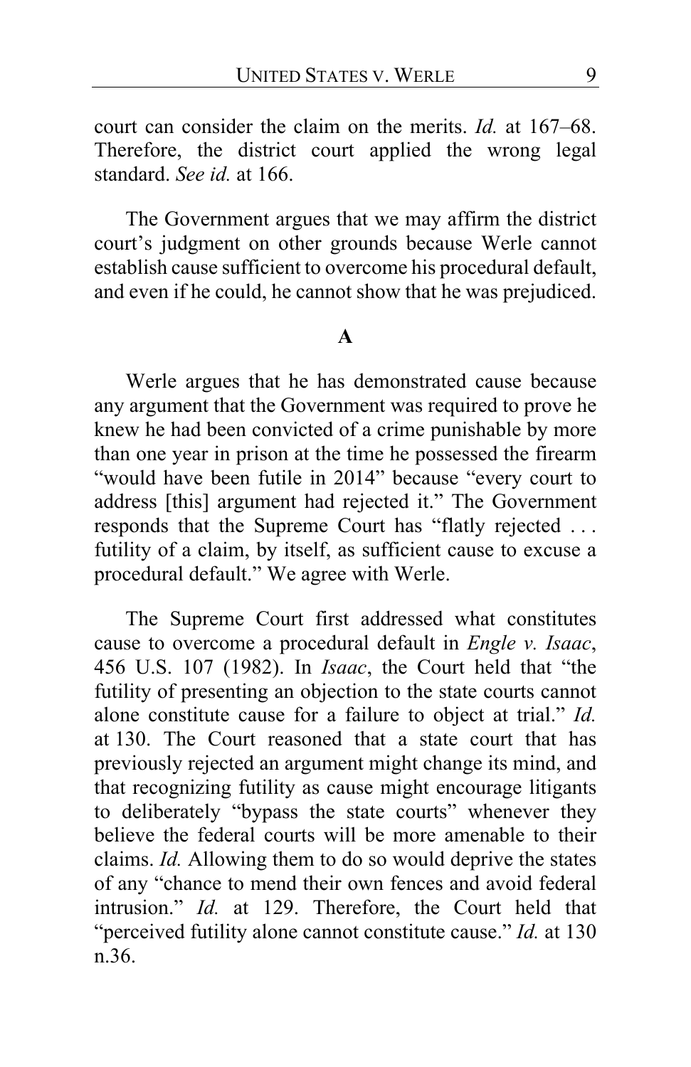court can consider the claim on the merits. *Id.* at 167–68. Therefore, the district court applied the wrong legal standard. *See id.* at 166.

The Government argues that we may affirm the district court's judgment on other grounds because Werle cannot establish cause sufficient to overcome his procedural default, and even if he could, he cannot show that he was prejudiced.

**A**

Werle argues that he has demonstrated cause because any argument that the Government was required to prove he knew he had been convicted of a crime punishable by more than one year in prison at the time he possessed the firearm "would have been futile in 2014" because "every court to address [this] argument had rejected it." The Government responds that the Supreme Court has "flatly rejected . . . futility of a claim, by itself, as sufficient cause to excuse a procedural default." We agree with Werle.

The Supreme Court first addressed what constitutes cause to overcome a procedural default in *Engle v. Isaac*, 456 U.S. 107 (1982). In *Isaac*, the Court held that "the futility of presenting an objection to the state courts cannot alone constitute cause for a failure to object at trial." *Id.* at 130. The Court reasoned that a state court that has previously rejected an argument might change its mind, and that recognizing futility as cause might encourage litigants to deliberately "bypass the state courts" whenever they believe the federal courts will be more amenable to their claims. *Id.* Allowing them to do so would deprive the states of any "chance to mend their own fences and avoid federal intrusion." *Id.* at 129. Therefore, the Court held that "perceived futility alone cannot constitute cause." *Id.* at 130 n.36.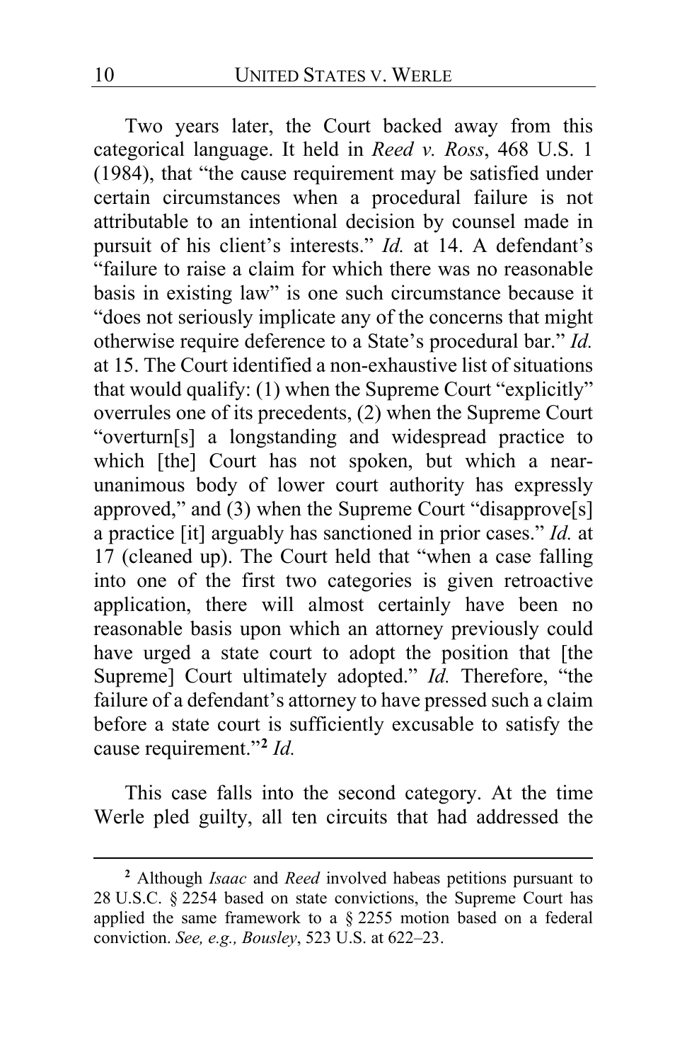Two years later, the Court backed away from this categorical language. It held in *Reed v. Ross*, 468 U.S. 1 (1984), that "the cause requirement may be satisfied under certain circumstances when a procedural failure is not attributable to an intentional decision by counsel made in pursuit of his client's interests." *Id.* at 14. A defendant's "failure to raise a claim for which there was no reasonable basis in existing law" is one such circumstance because it "does not seriously implicate any of the concerns that might otherwise require deference to a State's procedural bar." *Id.* at 15. The Court identified a non-exhaustive list of situations that would qualify: (1) when the Supreme Court "explicitly" overrules one of its precedents, (2) when the Supreme Court "overturn[s] a longstanding and widespread practice to which [the] Court has not spoken, but which a near-unanimous body of lower court authority has expressly approved," and (3) when the Supreme Court "disapprove[s] a practice [it] arguably has sanctioned in prior cases." *Id.* at 17 (cleaned up). The Court held that "when a case falling into one of the first two categories is given retroactive application, there will almost certainly have been no reasonable basis upon which an attorney previously could have urged a state court to adopt the position that [the Supreme] Court ultimately adopted." *Id.* Therefore, "the failure of a defendant's attorney to have pressed such a claim before a state court is sufficiently excusable to satisfy the cause requirement."[2] *Id.*

This case falls into the second category. At the time Werle pled guilty, all ten circuits that had addressed the

---

[2] Although *Isaac* and *Reed* involved habeas petitions pursuant to 28 U.S.C. § 2254 based on state convictions, the Supreme Court has applied the same framework to a § 2255 motion based on a federal conviction. *See, e.g., Bousley*, 523 U.S. at 622–23.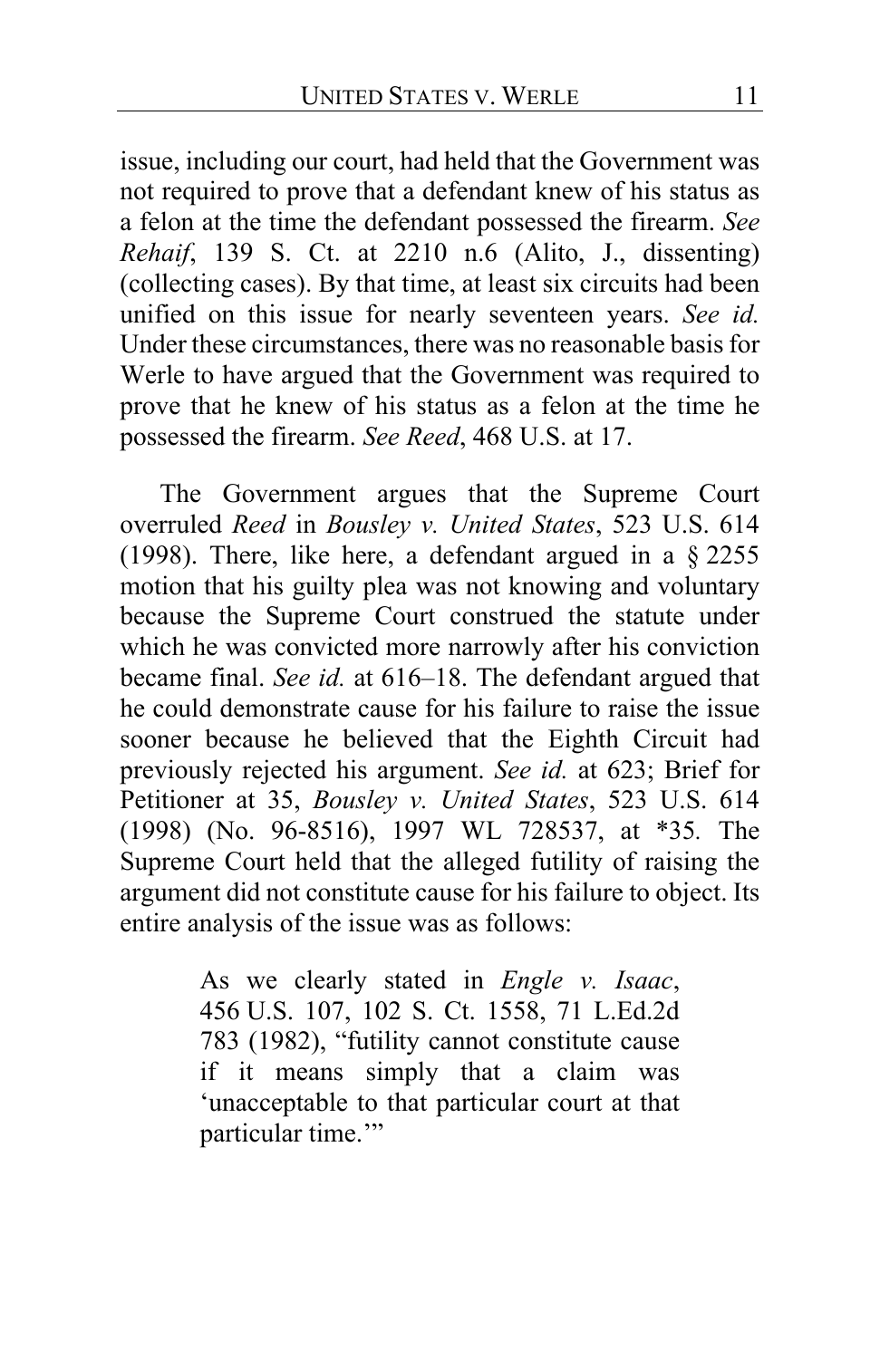issue, including our court, had held that the Government was not required to prove that a defendant knew of his status as a felon at the time the defendant possessed the firearm. *See Rehaif*, 139 S. Ct. at 2210 n.6 (Alito, J., dissenting) (collecting cases). By that time, at least six circuits had been unified on this issue for nearly seventeen years. *See id.* Under these circumstances, there was no reasonable basis for Werle to have argued that the Government was required to prove that he knew of his status as a felon at the time he possessed the firearm. *See Reed*, 468 U.S. at 17.

The Government argues that the Supreme Court overruled *Reed* in *Bousley v. United States*, 523 U.S. 614 (1998). There, like here, a defendant argued in a § 2255 motion that his guilty plea was not knowing and voluntary because the Supreme Court construed the statute under which he was convicted more narrowly after his conviction became final. *See id.* at 616–18. The defendant argued that he could demonstrate cause for his failure to raise the issue sooner because he believed that the Eighth Circuit had previously rejected his argument. *See id.* at 623; Brief for Petitioner at 35, *Bousley v. United States*, 523 U.S. 614 (1998) (No. 96-8516), 1997 WL 728537, at *35. The Supreme Court held that the alleged futility of raising the argument did not constitute cause for his failure to object. Its entire analysis of the issue was as follows:

> As we clearly stated in *Engle v. Isaac*, 456 U.S. 107, 102 S. Ct. 1558, 71 L.Ed.2d 783 (1982), "futility cannot constitute cause if it means simply that a claim was 'unacceptable to that particular court at that particular time.'"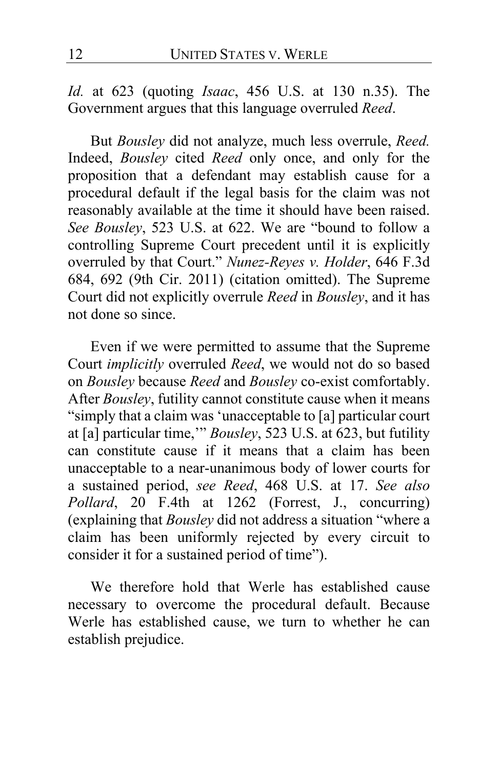*Id.* at 623 (quoting *Isaac*, 456 U.S. at 130 n.35). The Government argues that this language overruled *Reed*.

But *Bousley* did not analyze, much less overrule, *Reed.* Indeed, *Bousley* cited *Reed* only once, and only for the proposition that a defendant may establish cause for a procedural default if the legal basis for the claim was not reasonably available at the time it should have been raised. *See Bousley*, 523 U.S. at 622. We are "bound to follow a controlling Supreme Court precedent until it is explicitly overruled by that Court." *Nunez-Reyes v. Holder*, 646 F.3d 684, 692 (9th Cir. 2011) (citation omitted). The Supreme Court did not explicitly overrule *Reed* in *Bousley*, and it has not done so since.

Even if we were permitted to assume that the Supreme Court *implicitly* overruled *Reed*, we would not do so based on *Bousley* because *Reed* and *Bousley* co-exist comfortably. After *Bousley*, futility cannot constitute cause when it means "simply that a claim was 'unacceptable to [a] particular court at [a] particular time,'" *Bousley*, 523 U.S. at 623, but futility can constitute cause if it means that a claim has been unacceptable to a near-unanimous body of lower courts for a sustained period, *see Reed*, 468 U.S. at 17. *See also Pollard*, 20 F.4th at 1262 (Forrest, J., concurring) (explaining that *Bousley* did not address a situation "where a claim has been uniformly rejected by every circuit to consider it for a sustained period of time").

We therefore hold that Werle has established cause necessary to overcome the procedural default. Because Werle has established cause, we turn to whether he can establish prejudice.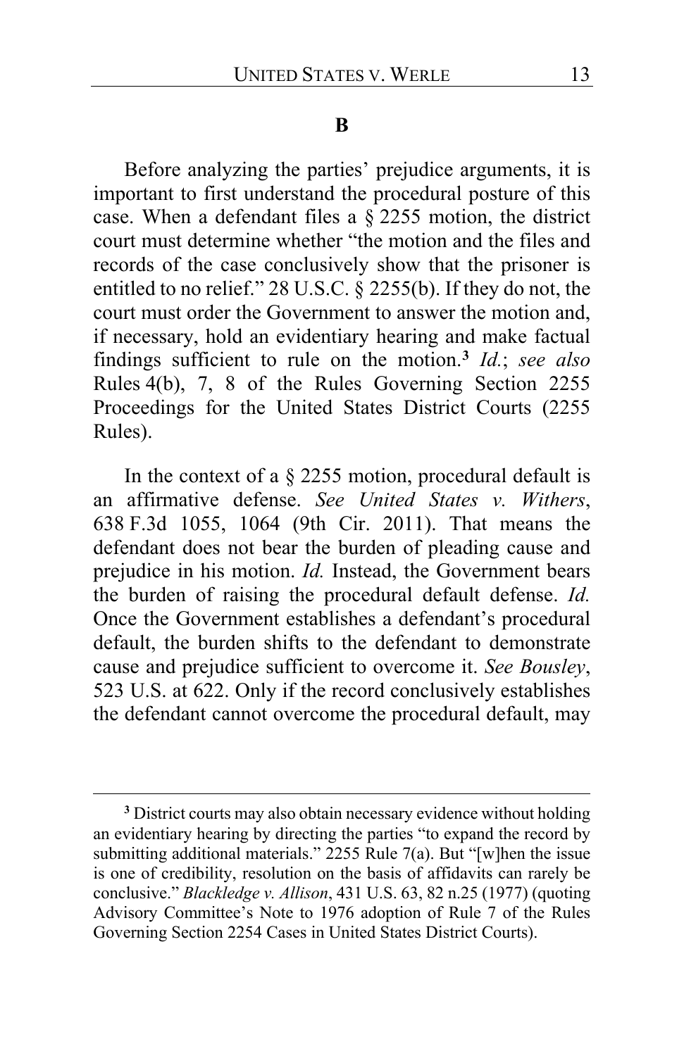### B

Before analyzing the parties' prejudice arguments, it is important to first understand the procedural posture of this case. When a defendant files a § 2255 motion, the district court must determine whether "the motion and the files and records of the case conclusively show that the prisoner is entitled to no relief." 28 U.S.C. § 2255(b). If they do not, the court must order the Government to answer the motion and, if necessary, hold an evidentiary hearing and make factual findings sufficient to rule on the motion.[3] *Id.*; *see also* Rules 4(b), 7, 8 of the Rules Governing Section 2255 Proceedings for the United States District Courts (2255 Rules).

In the context of a § 2255 motion, procedural default is an affirmative defense. *See United States v. Withers*, 638 F.3d 1055, 1064 (9th Cir. 2011). That means the defendant does not bear the burden of pleading cause and prejudice in his motion. *Id.* Instead, the Government bears the burden of raising the procedural default defense. *Id.* Once the Government establishes a defendant's procedural default, the burden shifts to the defendant to demonstrate cause and prejudice sufficient to overcome it. *See Bousley*, 523 U.S. at 622. Only if the record conclusively establishes the defendant cannot overcome the procedural default, may

---

[3] District courts may also obtain necessary evidence without holding an evidentiary hearing by directing the parties "to expand the record by submitting additional materials." 2255 Rule 7(a). But "[w]hen the issue is one of credibility, resolution on the basis of affidavits can rarely be conclusive." *Blackledge v. Allison*, 431 U.S. 63, 82 n.25 (1977) (quoting Advisory Committee's Note to 1976 adoption of Rule 7 of the Rules Governing Section 2254 Cases in United States District Courts).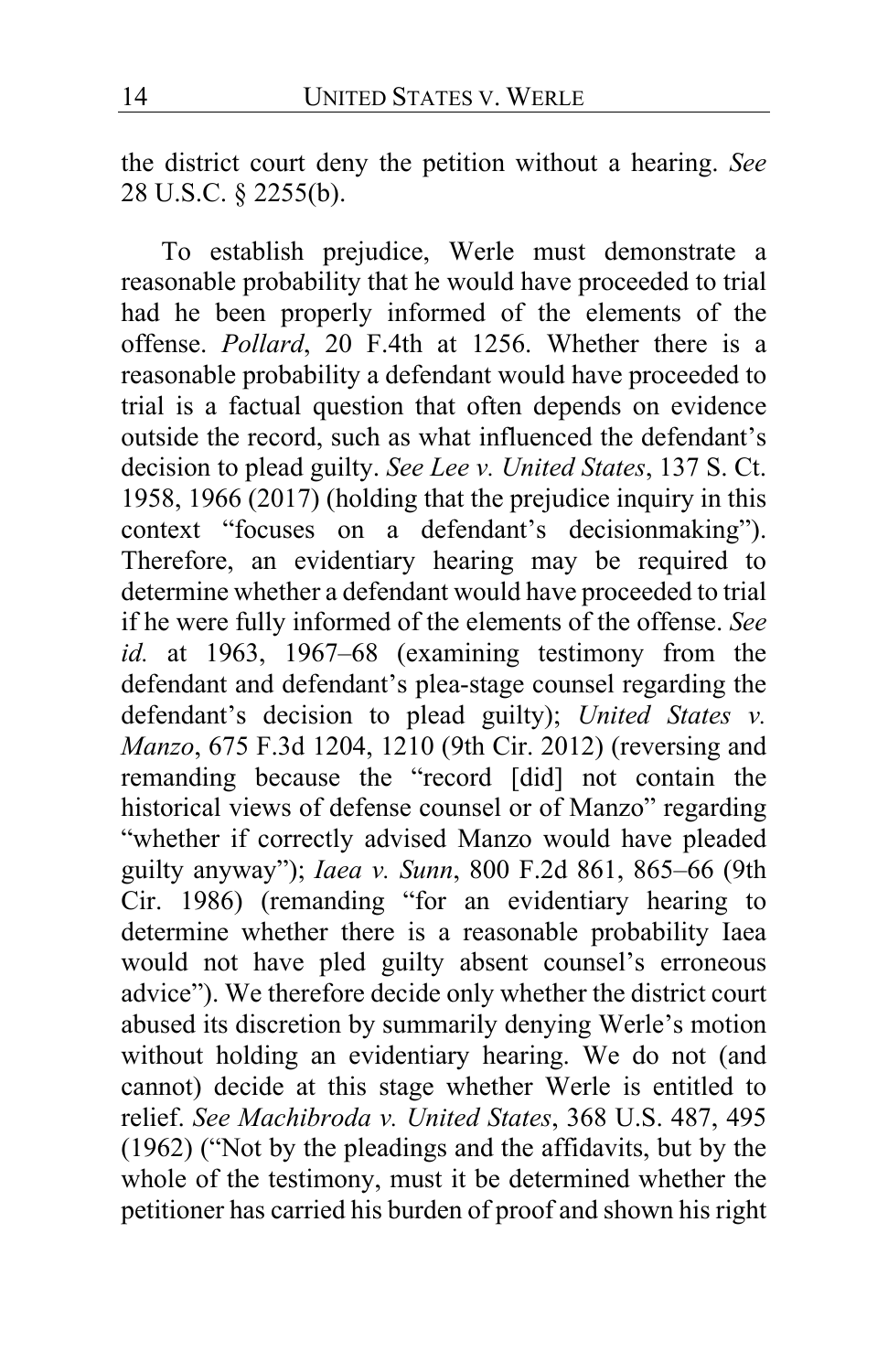the district court deny the petition without a hearing. *See* 28 U.S.C. § 2255(b).

To establish prejudice, Werle must demonstrate a reasonable probability that he would have proceeded to trial had he been properly informed of the elements of the offense. *Pollard*, 20 F.4th at 1256. Whether there is a reasonable probability a defendant would have proceeded to trial is a factual question that often depends on evidence outside the record, such as what influenced the defendant's decision to plead guilty. *See Lee v. United States*, 137 S. Ct. 1958, 1966 (2017) (holding that the prejudice inquiry in this context "focuses on a defendant's decisionmaking"). Therefore, an evidentiary hearing may be required to determine whether a defendant would have proceeded to trial if he were fully informed of the elements of the offense. *See id.* at 1963, 1967–68 (examining testimony from the defendant and defendant's plea-stage counsel regarding the defendant's decision to plead guilty); *United States v. Manzo*, 675 F.3d 1204, 1210 (9th Cir. 2012) (reversing and remanding because the "record [did] not contain the historical views of defense counsel or of Manzo" regarding "whether if correctly advised Manzo would have pleaded guilty anyway"); *Iaea v. Sunn*, 800 F.2d 861, 865–66 (9th Cir. 1986) (remanding "for an evidentiary hearing to determine whether there is a reasonable probability Iaea would not have pled guilty absent counsel's erroneous advice"). We therefore decide only whether the district court abused its discretion by summarily denying Werle's motion without holding an evidentiary hearing. We do not (and cannot) decide at this stage whether Werle is entitled to relief. *See Machibroda v. United States*, 368 U.S. 487, 495 (1962) ("Not by the pleadings and the affidavits, but by the whole of the testimony, must it be determined whether the petitioner has carried his burden of proof and shown his right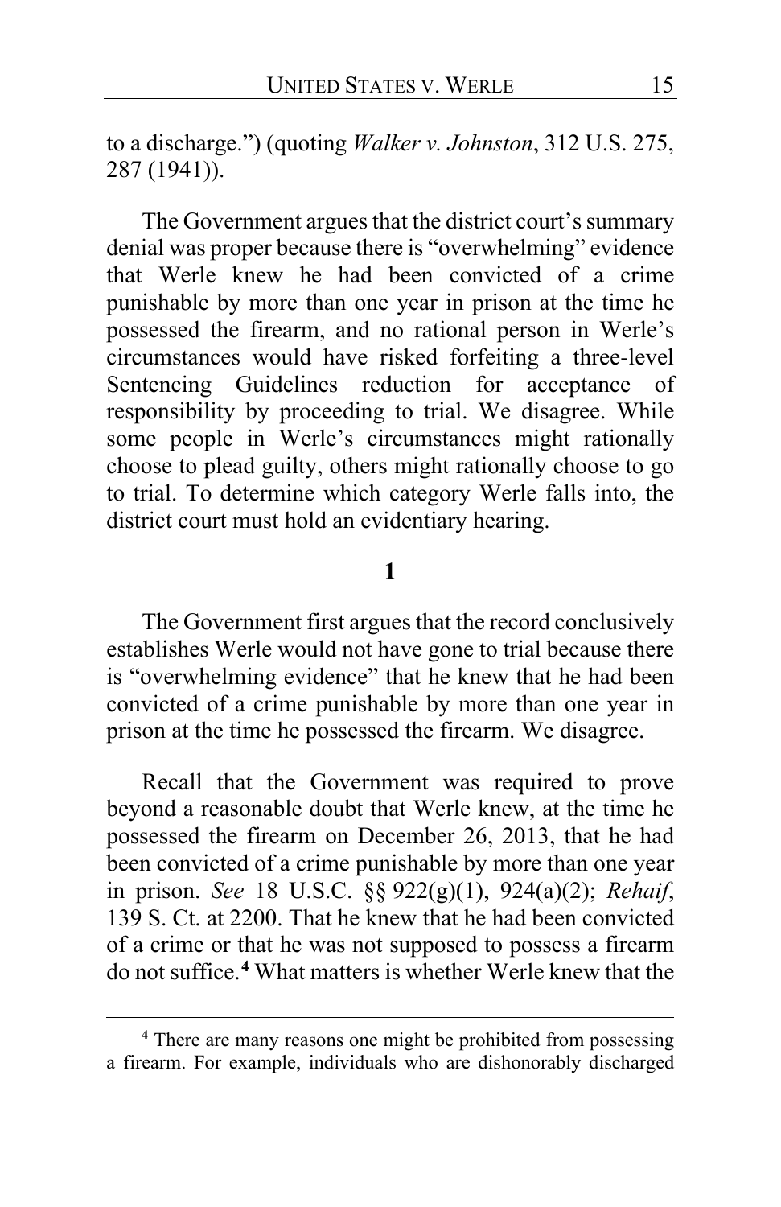to a discharge.") (quoting *Walker v. Johnston*, 312 U.S. 275, 287 (1941)).

The Government argues that the district court's summary denial was proper because there is "overwhelming" evidence that Werle knew he had been convicted of a crime punishable by more than one year in prison at the time he possessed the firearm, and no rational person in Werle's circumstances would have risked forfeiting a three-level Sentencing Guidelines reduction for acceptance of responsibility by proceeding to trial. We disagree. While some people in Werle's circumstances might rationally choose to plead guilty, others might rationally choose to go to trial. To determine which category Werle falls into, the district court must hold an evidentiary hearing.

**1**

The Government first argues that the record conclusively establishes Werle would not have gone to trial because there is "overwhelming evidence" that he knew that he had been convicted of a crime punishable by more than one year in prison at the time he possessed the firearm. We disagree.

Recall that the Government was required to prove beyond a reasonable doubt that Werle knew, at the time he possessed the firearm on December 26, 2013, that he had been convicted of a crime punishable by more than one year in prison. *See* 18 U.S.C. §§ 922(g)(1), 924(a)(2); *Rehaif*, 139 S. Ct. at 2200. That he knew that he had been convicted of a crime or that he was not supposed to possess a firearm do not suffice.[4] What matters is whether Werle knew that the

[4] There are many reasons one might be prohibited from possessing a firearm. For example, individuals who are dishonorably discharged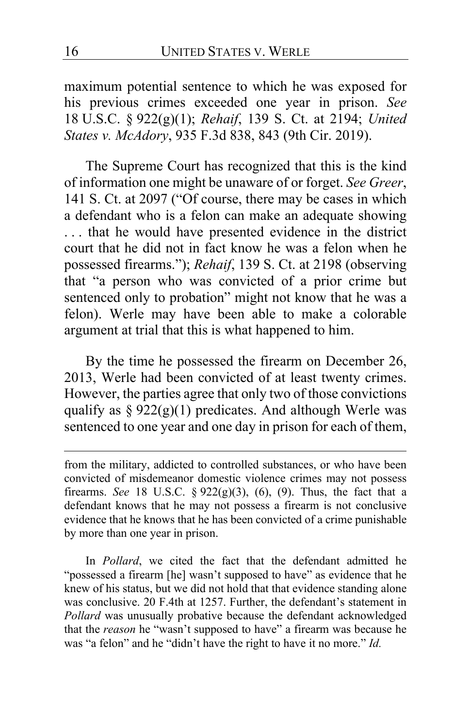maximum potential sentence to which he was exposed for his previous crimes exceeded one year in prison. *See* 18 U.S.C. § 922(g)(1); *Rehaif*, 139 S. Ct. at 2194; *United States v. McAdory*, 935 F.3d 838, 843 (9th Cir. 2019).

The Supreme Court has recognized that this is the kind of information one might be unaware of or forget. *See Greer*, 141 S. Ct. at 2097 ("Of course, there may be cases in which a defendant who is a felon can make an adequate showing . . . that he would have presented evidence in the district court that he did not in fact know he was a felon when he possessed firearms."); *Rehaif*, 139 S. Ct. at 2198 (observing that "a person who was convicted of a prior crime but sentenced only to probation" might not know that he was a felon). Werle may have been able to make a colorable argument at trial that this is what happened to him.

By the time he possessed the firearm on December 26, 2013, Werle had been convicted of at least twenty crimes. However, the parties agree that only two of those convictions qualify as § 922(g)(1) predicates. And although Werle was sentenced to one year and one day in prison for each of them,

---

from the military, addicted to controlled substances, or who have been convicted of misdemeanor domestic violence crimes may not possess firearms. *See* 18 U.S.C. § 922(g)(3), (6), (9). Thus, the fact that a defendant knows that he may not possess a firearm is not conclusive evidence that he knows that he has been convicted of a crime punishable by more than one year in prison.

In *Pollard*, we cited the fact that the defendant admitted he "possessed a firearm [he] wasn't supposed to have" as evidence that he knew of his status, but we did not hold that that evidence standing alone was conclusive. 20 F.4th at 1257. Further, the defendant's statement in *Pollard* was unusually probative because the defendant acknowledged that the *reason* he "wasn't supposed to have" a firearm was because he was "a felon" and he "didn't have the right to have it no more." *Id.*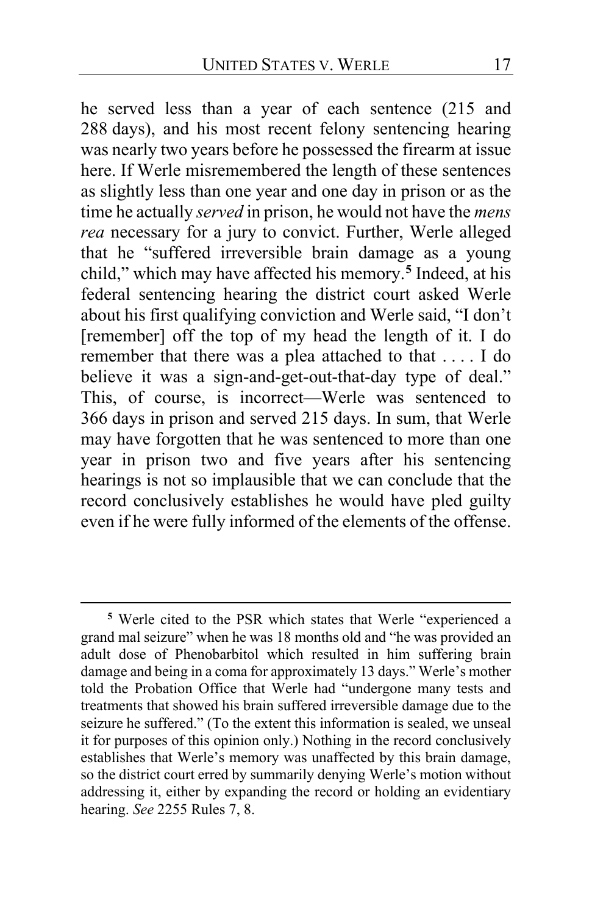he served less than a year of each sentence (215 and 288 days), and his most recent felony sentencing hearing was nearly two years before he possessed the firearm at issue here. If Werle misremembered the length of these sentences as slightly less than one year and one day in prison or as the time he actually *served* in prison, he would not have the *mens rea* necessary for a jury to convict. Further, Werle alleged that he "suffered irreversible brain damage as a young child," which may have affected his memory.[5] Indeed, at his federal sentencing hearing the district court asked Werle about his first qualifying conviction and Werle said, "I don't [remember] off the top of my head the length of it. I do remember that there was a plea attached to that . . . . I do believe it was a sign-and-get-out-that-day type of deal." This, of course, is incorrect—Werle was sentenced to 366 days in prison and served 215 days. In sum, that Werle may have forgotten that he was sentenced to more than one year in prison two and five years after his sentencing hearings is not so implausible that we can conclude that the record conclusively establishes he would have pled guilty even if he were fully informed of the elements of the offense.

---

[5] Werle cited to the PSR which states that Werle "experienced a grand mal seizure" when he was 18 months old and "he was provided an adult dose of Phenobarbitol which resulted in him suffering brain damage and being in a coma for approximately 13 days." Werle's mother told the Probation Office that Werle had "undergone many tests and treatments that showed his brain suffered irreversible damage due to the seizure he suffered." (To the extent this information is sealed, we unseal it for purposes of this opinion only.) Nothing in the record conclusively establishes that Werle's memory was unaffected by this brain damage, so the district court erred by summarily denying Werle's motion without addressing it, either by expanding the record or holding an evidentiary hearing. *See* 2255 Rules 7, 8.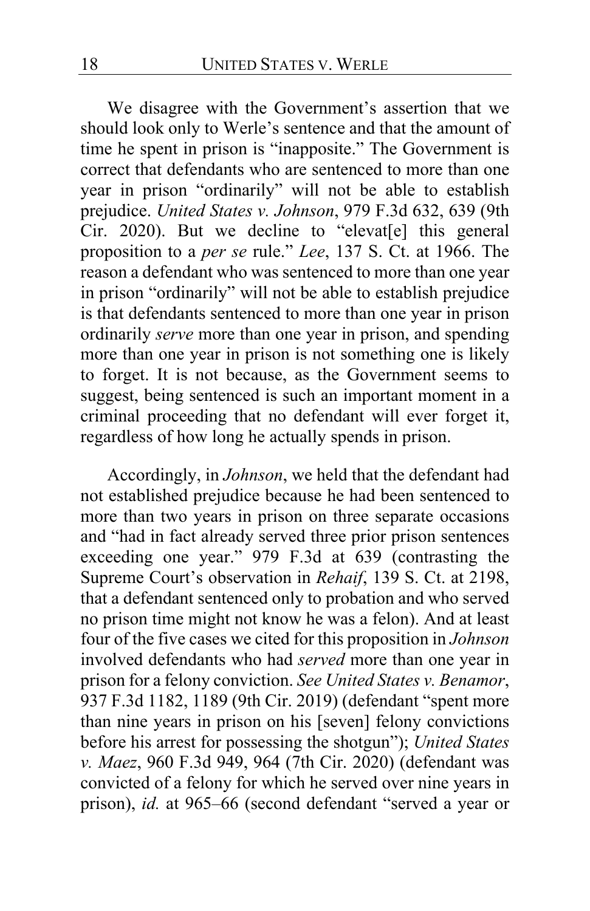We disagree with the Government's assertion that we should look only to Werle's sentence and that the amount of time he spent in prison is "inapposite." The Government is correct that defendants who are sentenced to more than one year in prison "ordinarily" will not be able to establish prejudice. *United States v. Johnson*, 979 F.3d 632, 639 (9th Cir. 2020). But we decline to "elevat[e] this general proposition to a *per se* rule." *Lee*, 137 S. Ct. at 1966. The reason a defendant who was sentenced to more than one year in prison "ordinarily" will not be able to establish prejudice is that defendants sentenced to more than one year in prison ordinarily *serve* more than one year in prison, and spending more than one year in prison is not something one is likely to forget. It is not because, as the Government seems to suggest, being sentenced is such an important moment in a criminal proceeding that no defendant will ever forget it, regardless of how long he actually spends in prison.

Accordingly, in *Johnson*, we held that the defendant had not established prejudice because he had been sentenced to more than two years in prison on three separate occasions and "had in fact already served three prior prison sentences exceeding one year." 979 F.3d at 639 (contrasting the Supreme Court's observation in *Rehaif*, 139 S. Ct. at 2198, that a defendant sentenced only to probation and who served no prison time might not know he was a felon). And at least four of the five cases we cited for this proposition in *Johnson* involved defendants who had *served* more than one year in prison for a felony conviction. *See United States v. Benamor*, 937 F.3d 1182, 1189 (9th Cir. 2019) (defendant "spent more than nine years in prison on his [seven] felony convictions before his arrest for possessing the shotgun"); *United States v. Maez*, 960 F.3d 949, 964 (7th Cir. 2020) (defendant was convicted of a felony for which he served over nine years in prison), *id.* at 965–66 (second defendant "served a year or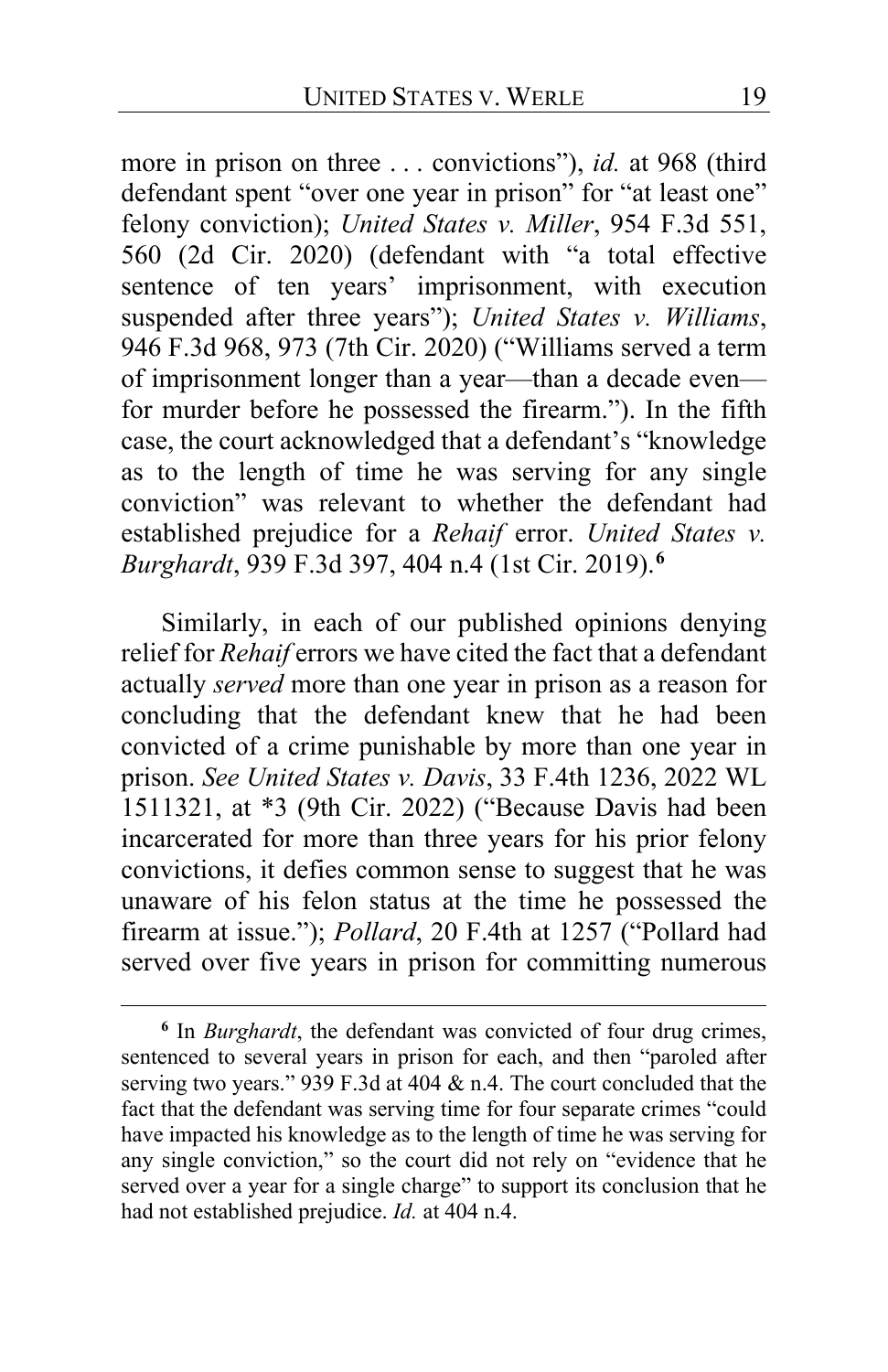more in prison on three . . . convictions"), *id.* at 968 (third defendant spent "over one year in prison" for "at least one" felony conviction); *United States v. Miller*, 954 F.3d 551, 560 (2d Cir. 2020) (defendant with "a total effective sentence of ten years' imprisonment, with execution suspended after three years"); *United States v. Williams*, 946 F.3d 968, 973 (7th Cir. 2020) ("Williams served a term of imprisonment longer than a year—than a decade even—for murder before he possessed the firearm."). In the fifth case, the court acknowledged that a defendant's "knowledge as to the length of time he was serving for any single conviction" was relevant to whether the defendant had established prejudice for a *Rehaif* error. *United States v. Burghardt*, 939 F.3d 397, 404 n.4 (1st Cir. 2019).[6]

Similarly, in each of our published opinions denying relief for *Rehaif* errors we have cited the fact that a defendant actually *served* more than one year in prison as a reason for concluding that the defendant knew that he had been convicted of a crime punishable by more than one year in prison. *See United States v. Davis*, 33 F.4th 1236, 2022 WL 1511321, at *3 (9th Cir. 2022) ("Because Davis had been incarcerated for more than three years for his prior felony convictions, it defies common sense to suggest that he was unaware of his felon status at the time he possessed the firearm at issue."); *Pollard*, 20 F.4th at 1257 ("Pollard had served over five years in prison for committing numerous

[6] In *Burghardt*, the defendant was convicted of four drug crimes, sentenced to several years in prison for each, and then "paroled after serving two years." 939 F.3d at 404 & n.4. The court concluded that the fact that the defendant was serving time for four separate crimes "could have impacted his knowledge as to the length of time he was serving for any single conviction," so the court did not rely on "evidence that he served over a year for a single charge" to support its conclusion that he had not established prejudice. *Id.* at 404 n.4.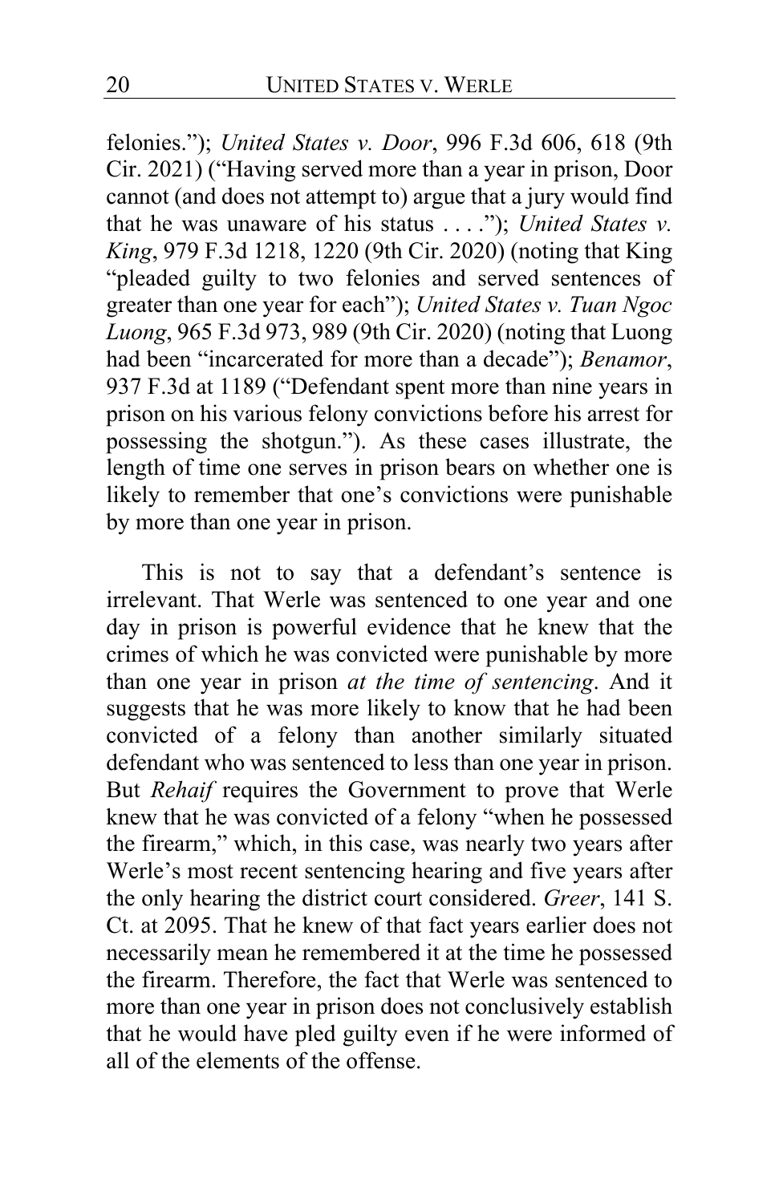felonies."); *United States v. Door*, 996 F.3d 606, 618 (9th Cir. 2021) ("Having served more than a year in prison, Door cannot (and does not attempt to) argue that a jury would find that he was unaware of his status . . . ."); *United States v. King*, 979 F.3d 1218, 1220 (9th Cir. 2020) (noting that King "pleaded guilty to two felonies and served sentences of greater than one year for each"); *United States v. Tuan Ngoc Luong*, 965 F.3d 973, 989 (9th Cir. 2020) (noting that Luong had been "incarcerated for more than a decade"); *Benamor*, 937 F.3d at 1189 ("Defendant spent more than nine years in prison on his various felony convictions before his arrest for possessing the shotgun."). As these cases illustrate, the length of time one serves in prison bears on whether one is likely to remember that one's convictions were punishable by more than one year in prison.

This is not to say that a defendant's sentence is irrelevant. That Werle was sentenced to one year and one day in prison is powerful evidence that he knew that the crimes of which he was convicted were punishable by more than one year in prison *at the time of sentencing*. And it suggests that he was more likely to know that he had been convicted of a felony than another similarly situated defendant who was sentenced to less than one year in prison. But *Rehaif* requires the Government to prove that Werle knew that he was convicted of a felony "when he possessed the firearm," which, in this case, was nearly two years after Werle's most recent sentencing hearing and five years after the only hearing the district court considered. *Greer*, 141 S. Ct. at 2095. That he knew of that fact years earlier does not necessarily mean he remembered it at the time he possessed the firearm. Therefore, the fact that Werle was sentenced to more than one year in prison does not conclusively establish that he would have pled guilty even if he were informed of all of the elements of the offense.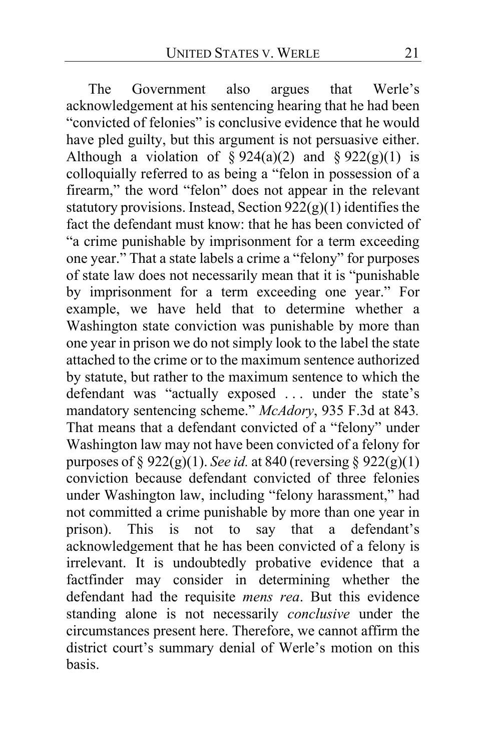The Government also argues that Werle's acknowledgement at his sentencing hearing that he had been "convicted of felonies" is conclusive evidence that he would have pled guilty, but this argument is not persuasive either. Although a violation of § 924(a)(2) and § 922(g)(1) is colloquially referred to as being a "felon in possession of a firearm," the word "felon" does not appear in the relevant statutory provisions. Instead, Section 922(g)(1) identifies the fact the defendant must know: that he has been convicted of "a crime punishable by imprisonment for a term exceeding one year." That a state labels a crime a "felony" for purposes of state law does not necessarily mean that it is "punishable by imprisonment for a term exceeding one year." For example, we have held that to determine whether a Washington state conviction was punishable by more than one year in prison we do not simply look to the label the state attached to the crime or to the maximum sentence authorized by statute, but rather to the maximum sentence to which the defendant was "actually exposed . . . under the state's mandatory sentencing scheme." *McAdory*, 935 F.3d at 843. That means that a defendant convicted of a "felony" under Washington law may not have been convicted of a felony for purposes of § 922(g)(1). *See id.* at 840 (reversing § 922(g)(1) conviction because defendant convicted of three felonies under Washington law, including "felony harassment," had not committed a crime punishable by more than one year in prison). This is not to say that a defendant's acknowledgement that he has been convicted of a felony is irrelevant. It is undoubtedly probative evidence that a factfinder may consider in determining whether the defendant had the requisite *mens rea*. But this evidence standing alone is not necessarily *conclusive* under the circumstances present here. Therefore, we cannot affirm the district court's summary denial of Werle's motion on this basis.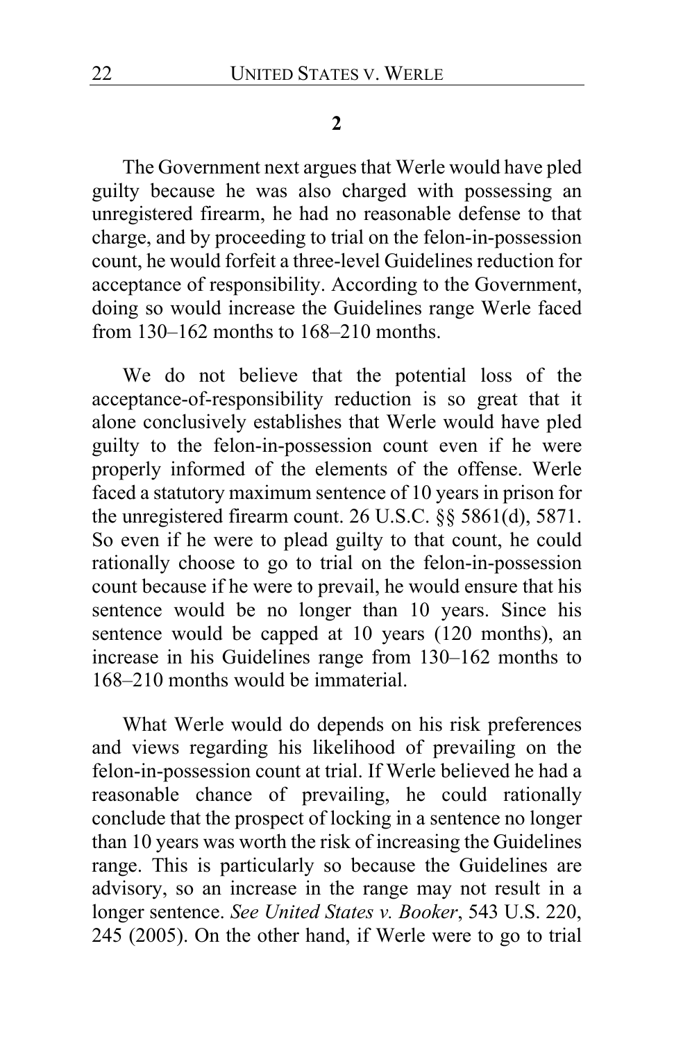**2**

The Government next argues that Werle would have pled guilty because he was also charged with possessing an unregistered firearm, he had no reasonable defense to that charge, and by proceeding to trial on the felon-in-possession count, he would forfeit a three-level Guidelines reduction for acceptance of responsibility. According to the Government, doing so would increase the Guidelines range Werle faced from 130–162 months to 168–210 months.

We do not believe that the potential loss of the acceptance-of-responsibility reduction is so great that it alone conclusively establishes that Werle would have pled guilty to the felon-in-possession count even if he were properly informed of the elements of the offense. Werle faced a statutory maximum sentence of 10 years in prison for the unregistered firearm count. 26 U.S.C. §§ 5861(d), 5871. So even if he were to plead guilty to that count, he could rationally choose to go to trial on the felon-in-possession count because if he were to prevail, he would ensure that his sentence would be no longer than 10 years. Since his sentence would be capped at 10 years (120 months), an increase in his Guidelines range from 130–162 months to 168–210 months would be immaterial.

What Werle would do depends on his risk preferences and views regarding his likelihood of prevailing on the felon-in-possession count at trial. If Werle believed he had a reasonable chance of prevailing, he could rationally conclude that the prospect of locking in a sentence no longer than 10 years was worth the risk of increasing the Guidelines range. This is particularly so because the Guidelines are advisory, so an increase in the range may not result in a longer sentence. *See United States v. Booker*, 543 U.S. 220, 245 (2005). On the other hand, if Werle were to go to trial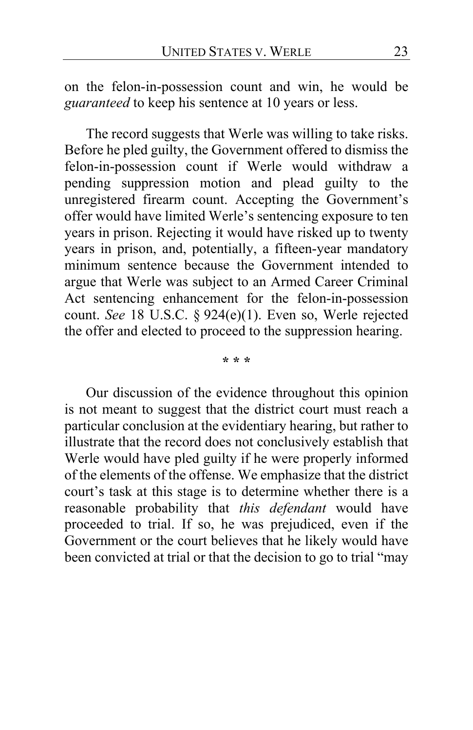on the felon-in-possession count and win, he would be *guaranteed* to keep his sentence at 10 years or less.

The record suggests that Werle was willing to take risks. Before he pled guilty, the Government offered to dismiss the felon-in-possession count if Werle would withdraw a pending suppression motion and plead guilty to the unregistered firearm count. Accepting the Government's offer would have limited Werle's sentencing exposure to ten years in prison. Rejecting it would have risked up to twenty years in prison, and, potentially, a fifteen-year mandatory minimum sentence because the Government intended to argue that Werle was subject to an Armed Career Criminal Act sentencing enhancement for the felon-in-possession count. *See* 18 U.S.C. § 924(e)(1). Even so, Werle rejected the offer and elected to proceed to the suppression hearing.

\* \* \*

Our discussion of the evidence throughout this opinion is not meant to suggest that the district court must reach a particular conclusion at the evidentiary hearing, but rather to illustrate that the record does not conclusively establish that Werle would have pled guilty if he were properly informed of the elements of the offense. We emphasize that the district court's task at this stage is to determine whether there is a reasonable probability that *this defendant* would have proceeded to trial. If so, he was prejudiced, even if the Government or the court believes that he likely would have been convicted at trial or that the decision to go to trial "may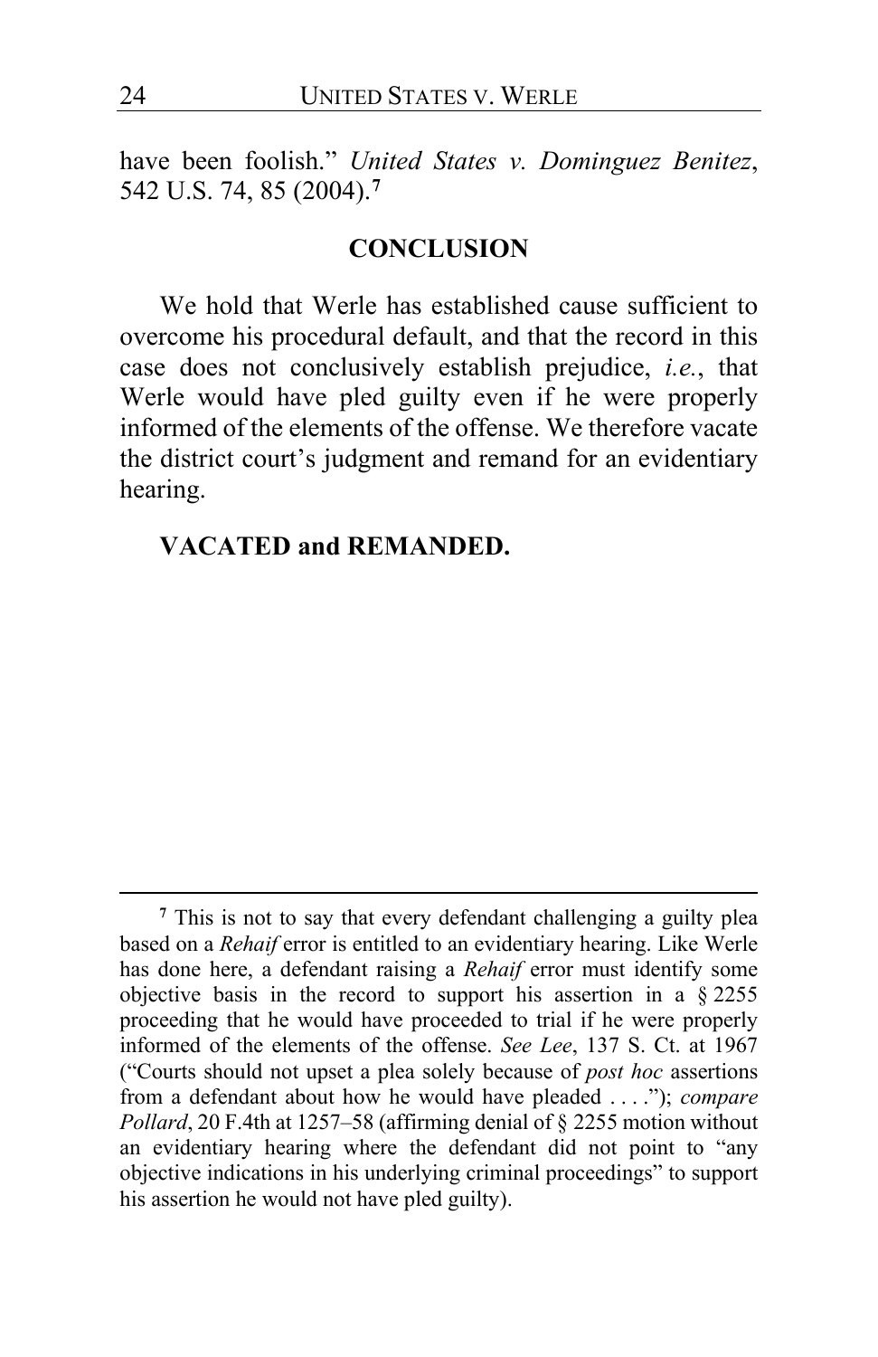have been foolish." *United States v. Dominguez Benitez*, 542 U.S. 74, 85 (2004).[7]

## CONCLUSION

We hold that Werle has established cause sufficient to overcome his procedural default, and that the record in this case does not conclusively establish prejudice, *i.e.*, that Werle would have pled guilty even if he were properly informed of the elements of the offense. We therefore vacate the district court's judgment and remand for an evidentiary hearing.

**VACATED and REMANDED.**

---

[7] This is not to say that every defendant challenging a guilty plea based on a *Rehaif* error is entitled to an evidentiary hearing. Like Werle has done here, a defendant raising a *Rehaif* error must identify some objective basis in the record to support his assertion in a § 2255 proceeding that he would have proceeded to trial if he were properly informed of the elements of the offense. *See Lee*, 137 S. Ct. at 1967 ("Courts should not upset a plea solely because of *post hoc* assertions from a defendant about how he would have pleaded . . . ."); *compare Pollard*, 20 F.4th at 1257–58 (affirming denial of § 2255 motion without an evidentiary hearing where the defendant did not point to "any objective indications in his underlying criminal proceedings" to support his assertion he would not have pled guilty).